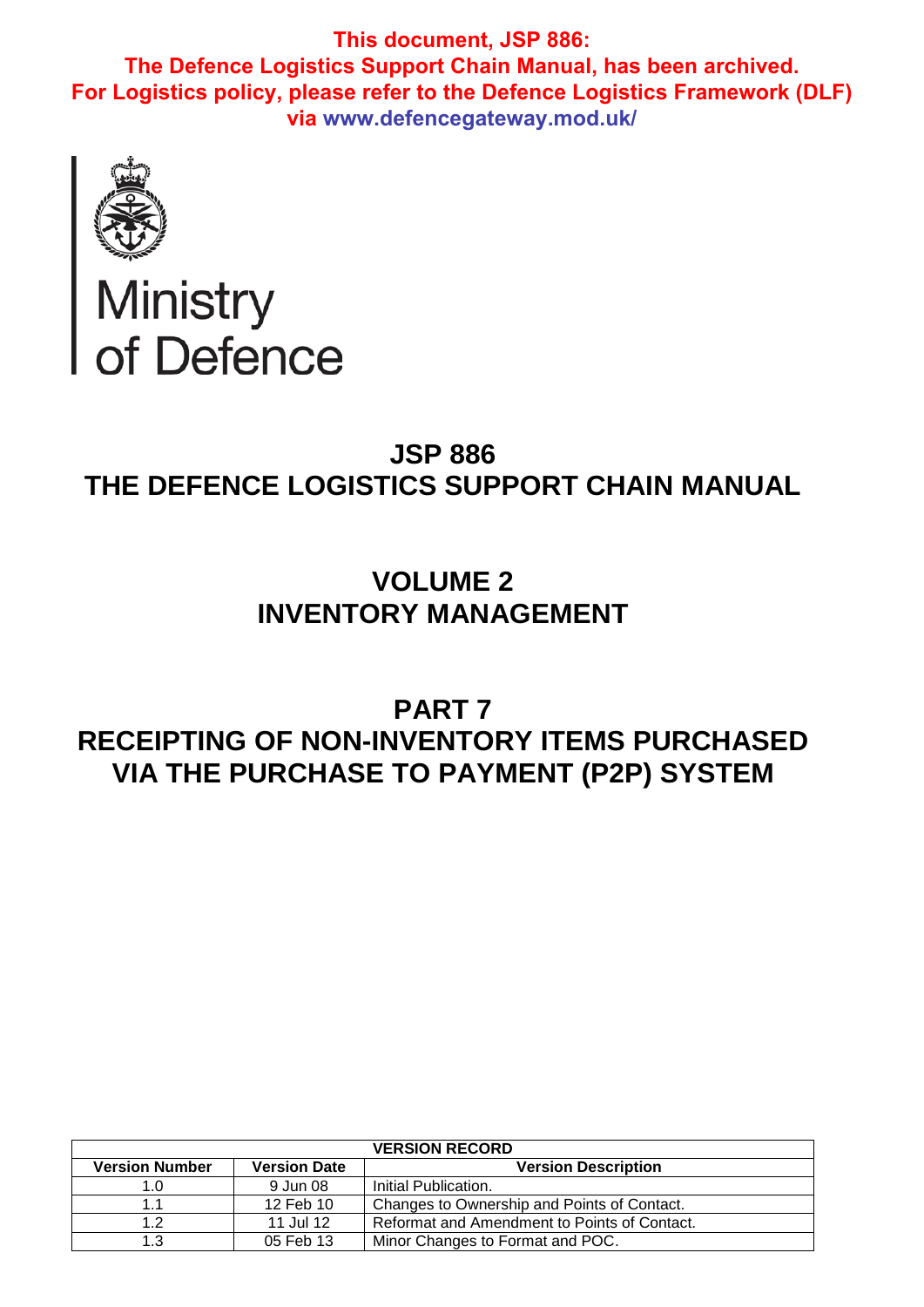**This document, JSP 886:**
**The Defence Logistics Support Chain Manual, has been archived.**
**For Logistics policy, please refer to the Defence Logistics Framework (DLF) via www.defencegateway.mod.uk/**

Ministry of Defence

# JSP 886
# THE DEFENCE LOGISTICS SUPPORT CHAIN MANUAL

## VOLUME 2
## INVENTORY MANAGEMENT

## PART 7
## RECEIPTING OF NON-INVENTORY ITEMS PURCHASED VIA THE PURCHASE TO PAYMENT (P2P) SYSTEM

| VERSION RECORD | | |
|---|---|---|
| **Version Number** | **Version Date** | **Version Description** |
| 1.0 | 9 Jun 08 | Initial Publication. |
| 1.1 | 12 Feb 10 | Changes to Ownership and Points of Contact. |
| 1.2 | 11 Jul 12 | Reformat and Amendment to Points of Contact. |
| 1.3 | 05 Feb 13 | Minor Changes to Format and POC. |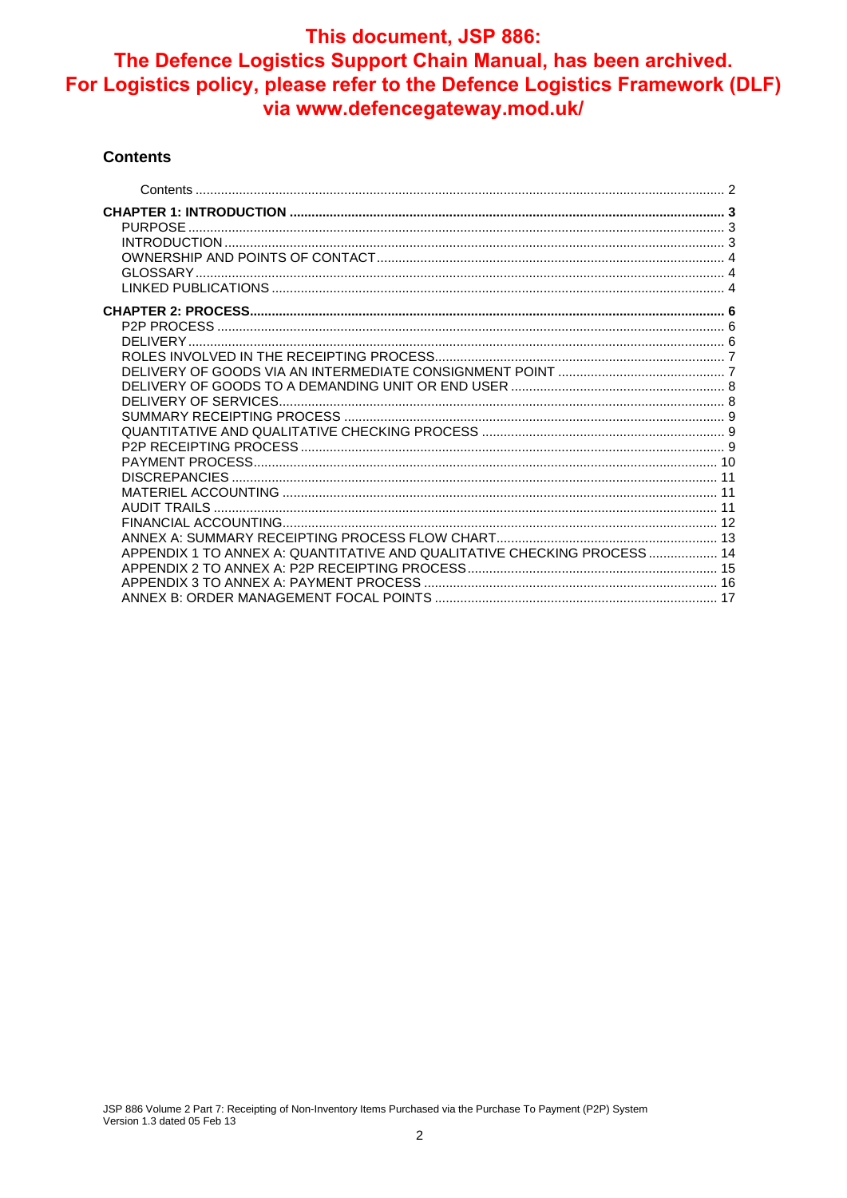**This document, JSP 886: The Defence Logistics Support Chain Manual, has been archived. For Logistics policy, please refer to the Defence Logistics Framework (DLF) via www.defencegateway.mod.uk/**

## Contents

Contents ..... 2

**CHAPTER 1: INTRODUCTION ..... 3**
- PURPOSE ..... 3
- INTRODUCTION ..... 3
- OWNERSHIP AND POINTS OF CONTACT ..... 4
- GLOSSARY ..... 4
- LINKED PUBLICATIONS ..... 4

**CHAPTER 2: PROCESS ..... 6**
- P2P PROCESS ..... 6
- DELIVERY ..... 6
- ROLES INVOLVED IN THE RECEIPTING PROCESS ..... 7
- DELIVERY OF GOODS VIA AN INTERMEDIATE CONSIGNMENT POINT ..... 7
- DELIVERY OF GOODS TO A DEMANDING UNIT OR END USER ..... 8
- DELIVERY OF SERVICES ..... 8
- SUMMARY RECEIPTING PROCESS ..... 9
- QUANTITATIVE AND QUALITATIVE CHECKING PROCESS ..... 9
- P2P RECEIPTING PROCESS ..... 9
- PAYMENT PROCESS ..... 10
- DISCREPANCIES ..... 11
- MATERIEL ACCOUNTING ..... 11
- AUDIT TRAILS ..... 11
- FINANCIAL ACCOUNTING ..... 12
- ANNEX A: SUMMARY RECEIPTING PROCESS FLOW CHART ..... 13
- APPENDIX 1 TO ANNEX A: QUANTITATIVE AND QUALITATIVE CHECKING PROCESS ..... 14
- APPENDIX 2 TO ANNEX A: P2P RECEIPTING PROCESS ..... 15
- APPENDIX 3 TO ANNEX A: PAYMENT PROCESS ..... 16
- ANNEX B: ORDER MANAGEMENT FOCAL POINTS ..... 17

JSP 886 Volume 2 Part 7: Receipting of Non-Inventory Items Purchased via the Purchase To Payment (P2P) System
Version 1.3 dated 05 Feb 13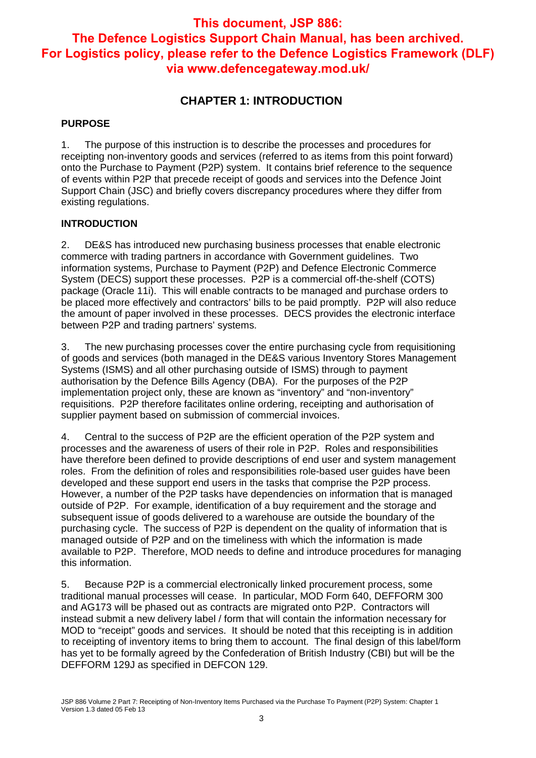**This document, JSP 886: The Defence Logistics Support Chain Manual, has been archived. For Logistics policy, please refer to the Defence Logistics Framework (DLF) via www.defencegateway.mod.uk/**

# CHAPTER 1: INTRODUCTION

## PURPOSE

1. The purpose of this instruction is to describe the processes and procedures for receipting non-inventory goods and services (referred to as items from this point forward) onto the Purchase to Payment (P2P) system. It contains brief reference to the sequence of events within P2P that precede receipt of goods and services into the Defence Joint Support Chain (JSC) and briefly covers discrepancy procedures where they differ from existing regulations.

## INTRODUCTION

2. DE&S has introduced new purchasing business processes that enable electronic commerce with trading partners in accordance with Government guidelines. Two information systems, Purchase to Payment (P2P) and Defence Electronic Commerce System (DECS) support these processes. P2P is a commercial off-the-shelf (COTS) package (Oracle 11i). This will enable contracts to be managed and purchase orders to be placed more effectively and contractors' bills to be paid promptly. P2P will also reduce the amount of paper involved in these processes. DECS provides the electronic interface between P2P and trading partners' systems.

3. The new purchasing processes cover the entire purchasing cycle from requisitioning of goods and services (both managed in the DE&S various Inventory Stores Management Systems (ISMS) and all other purchasing outside of ISMS) through to payment authorisation by the Defence Bills Agency (DBA). For the purposes of the P2P implementation project only, these are known as "inventory" and "non-inventory" requisitions. P2P therefore facilitates online ordering, receipting and authorisation of supplier payment based on submission of commercial invoices.

4. Central to the success of P2P are the efficient operation of the P2P system and processes and the awareness of users of their role in P2P. Roles and responsibilities have therefore been defined to provide descriptions of end user and system management roles. From the definition of roles and responsibilities role-based user guides have been developed and these support end users in the tasks that comprise the P2P process. However, a number of the P2P tasks have dependencies on information that is managed outside of P2P. For example, identification of a buy requirement and the storage and subsequent issue of goods delivered to a warehouse are outside the boundary of the purchasing cycle. The success of P2P is dependent on the quality of information that is managed outside of P2P and on the timeliness with which the information is made available to P2P. Therefore, MOD needs to define and introduce procedures for managing this information.

5. Because P2P is a commercial electronically linked procurement process, some traditional manual processes will cease. In particular, MOD Form 640, DEFFORM 300 and AG173 will be phased out as contracts are migrated onto P2P. Contractors will instead submit a new delivery label / form that will contain the information necessary for MOD to "receipt" goods and services. It should be noted that this receipting is in addition to receipting of inventory items to bring them to account. The final design of this label/form has yet to be formally agreed by the Confederation of British Industry (CBI) but will be the DEFFORM 129J as specified in DEFCON 129.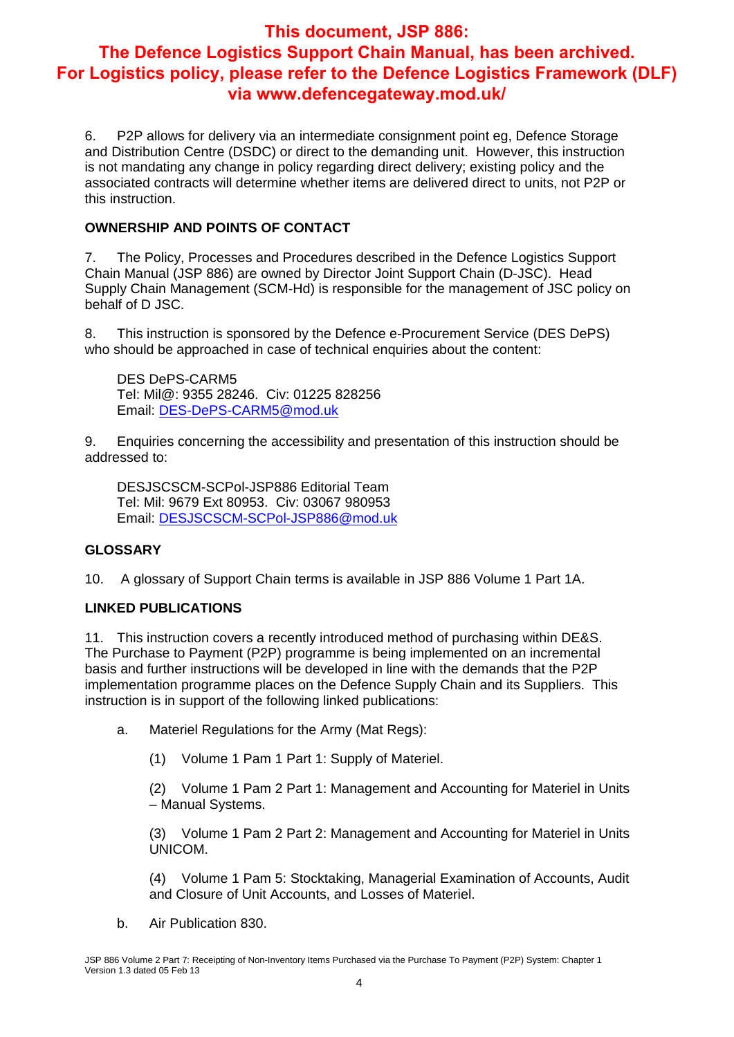**This document, JSP 886: The Defence Logistics Support Chain Manual, has been archived. For Logistics policy, please refer to the Defence Logistics Framework (DLF) via www.defencegateway.mod.uk/**

6. P2P allows for delivery via an intermediate consignment point eg, Defence Storage and Distribution Centre (DSDC) or direct to the demanding unit. However, this instruction is not mandating any change in policy regarding direct delivery; existing policy and the associated contracts will determine whether items are delivered direct to units, not P2P or this instruction.

## OWNERSHIP AND POINTS OF CONTACT

7. The Policy, Processes and Procedures described in the Defence Logistics Support Chain Manual (JSP 886) are owned by Director Joint Support Chain (D-JSC). Head Supply Chain Management (SCM-Hd) is responsible for the management of JSC policy on behalf of D JSC.

8. This instruction is sponsored by the Defence e-Procurement Service (DES DePS) who should be approached in case of technical enquiries about the content:

DES DePS-CARM5
Tel: Mil@: 9355 28246. Civ: 01225 828256
Email: DES-DePS-CARM5@mod.uk

9. Enquiries concerning the accessibility and presentation of this instruction should be addressed to:

DESJSCSCM-SCPol-JSP886 Editorial Team
Tel: Mil: 9679 Ext 80953. Civ: 03067 980953
Email: DESJSCSCM-SCPol-JSP886@mod.uk

## GLOSSARY

10. A glossary of Support Chain terms is available in JSP 886 Volume 1 Part 1A.

## LINKED PUBLICATIONS

11. This instruction covers a recently introduced method of purchasing within DE&S. The Purchase to Payment (P2P) programme is being implemented on an incremental basis and further instructions will be developed in line with the demands that the P2P implementation programme places on the Defence Supply Chain and its Suppliers. This instruction is in support of the following linked publications:

a. Materiel Regulations for the Army (Mat Regs):

(1) Volume 1 Pam 1 Part 1: Supply of Materiel.

(2) Volume 1 Pam 2 Part 1: Management and Accounting for Materiel in Units – Manual Systems.

(3) Volume 1 Pam 2 Part 2: Management and Accounting for Materiel in Units UNICOM.

(4) Volume 1 Pam 5: Stocktaking, Managerial Examination of Accounts, Audit and Closure of Unit Accounts, and Losses of Materiel.

b. Air Publication 830.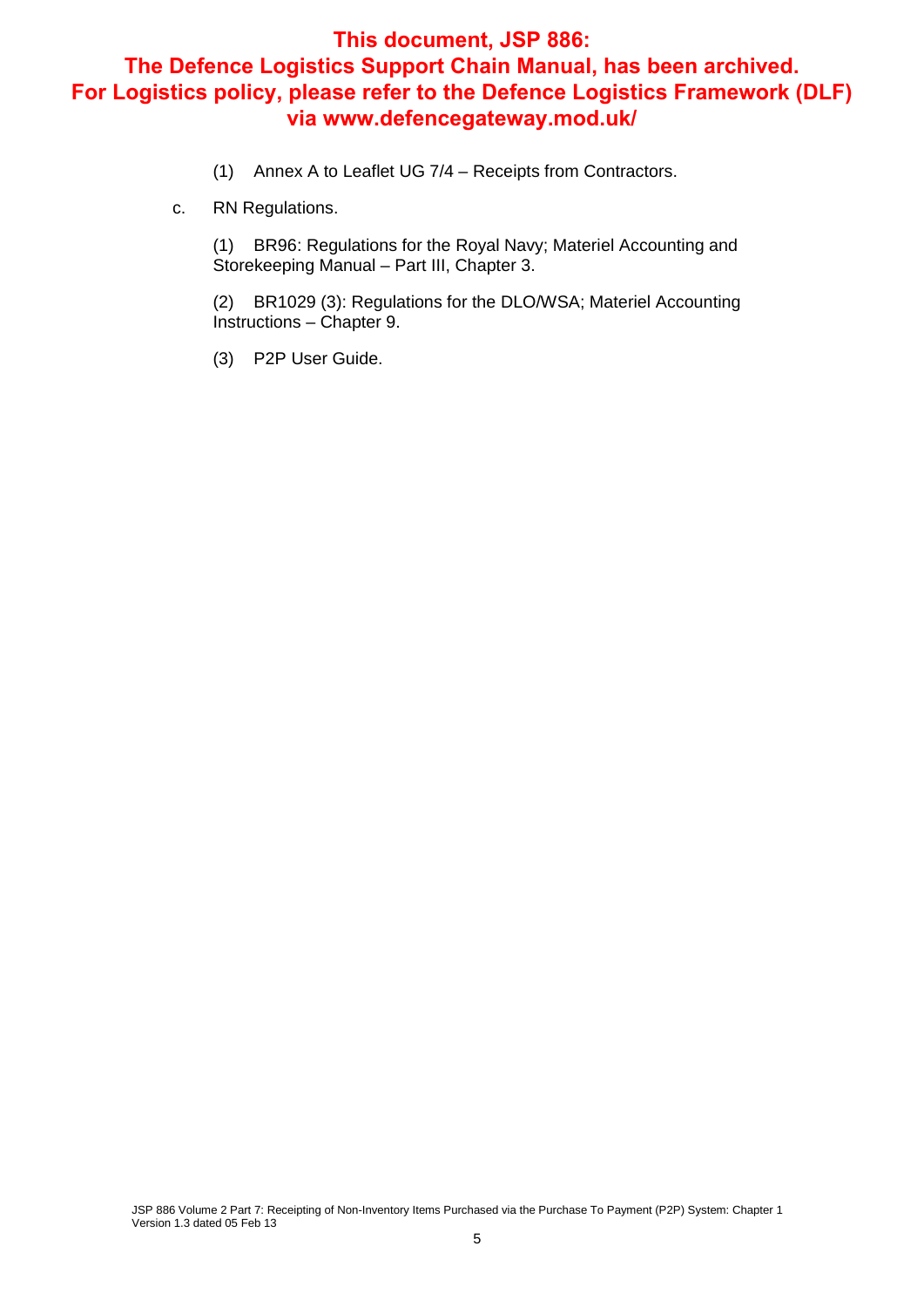**This document, JSP 886: The Defence Logistics Support Chain Manual, has been archived. For Logistics policy, please refer to the Defence Logistics Framework (DLF) via www.defencegateway.mod.uk/**

(1) Annex A to Leaflet UG 7/4 – Receipts from Contractors.

c. RN Regulations.

(1) BR96: Regulations for the Royal Navy; Materiel Accounting and Storekeeping Manual – Part III, Chapter 3.

(2) BR1029 (3): Regulations for the DLO/WSA; Materiel Accounting Instructions – Chapter 9.

(3) P2P User Guide.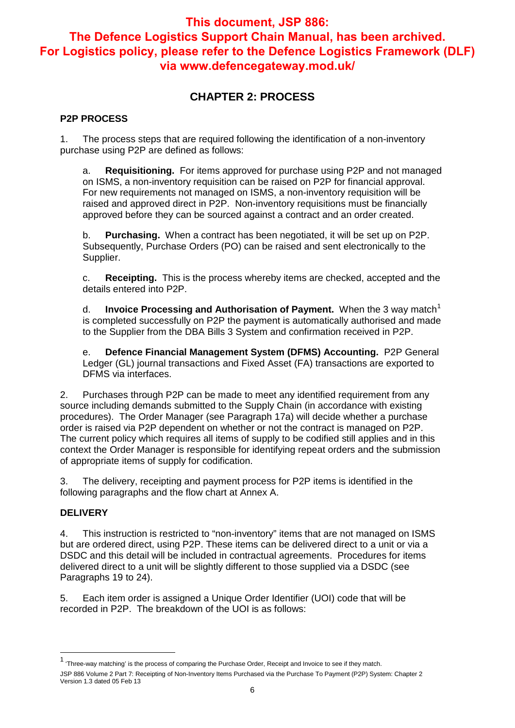**This document, JSP 886: The Defence Logistics Support Chain Manual, has been archived. For Logistics policy, please refer to the Defence Logistics Framework (DLF) via www.defencegateway.mod.uk/**

## CHAPTER 2: PROCESS

### P2P PROCESS

1. The process steps that are required following the identification of a non-inventory purchase using P2P are defined as follows:

   a. **Requisitioning.** For items approved for purchase using P2P and not managed on ISMS, a non-inventory requisition can be raised on P2P for financial approval. For new requirements not managed on ISMS, a non-inventory requisition will be raised and approved direct in P2P. Non-inventory requisitions must be financially approved before they can be sourced against a contract and an order created.

   b. **Purchasing.** When a contract has been negotiated, it will be set up on P2P. Subsequently, Purchase Orders (PO) can be raised and sent electronically to the Supplier.

   c. **Receipting.** This is the process whereby items are checked, accepted and the details entered into P2P.

   d. **Invoice Processing and Authorisation of Payment.** When the 3 way match[1] is completed successfully on P2P the payment is automatically authorised and made to the Supplier from the DBA Bills 3 System and confirmation received in P2P.

   e. **Defence Financial Management System (DFMS) Accounting.** P2P General Ledger (GL) journal transactions and Fixed Asset (FA) transactions are exported to DFMS via interfaces.

2. Purchases through P2P can be made to meet any identified requirement from any source including demands submitted to the Supply Chain (in accordance with existing procedures). The Order Manager (see Paragraph 17a) will decide whether a purchase order is raised via P2P dependent on whether or not the contract is managed on P2P. The current policy which requires all items of supply to be codified still applies and in this context the Order Manager is responsible for identifying repeat orders and the submission of appropriate items of supply for codification.

3. The delivery, receipting and payment process for P2P items is identified in the following paragraphs and the flow chart at Annex A.

### DELIVERY

4. This instruction is restricted to "non-inventory" items that are not managed on ISMS but are ordered direct, using P2P. These items can be delivered direct to a unit or via a DSDC and this detail will be included in contractual agreements. Procedures for items delivered direct to a unit will be slightly different to those supplied via a DSDC (see Paragraphs 19 to 24).

5. Each item order is assigned a Unique Order Identifier (UOI) code that will be recorded in P2P. The breakdown of the UOI is as follows:

---

[1] 'Three-way matching' is the process of comparing the Purchase Order, Receipt and Invoice to see if they match.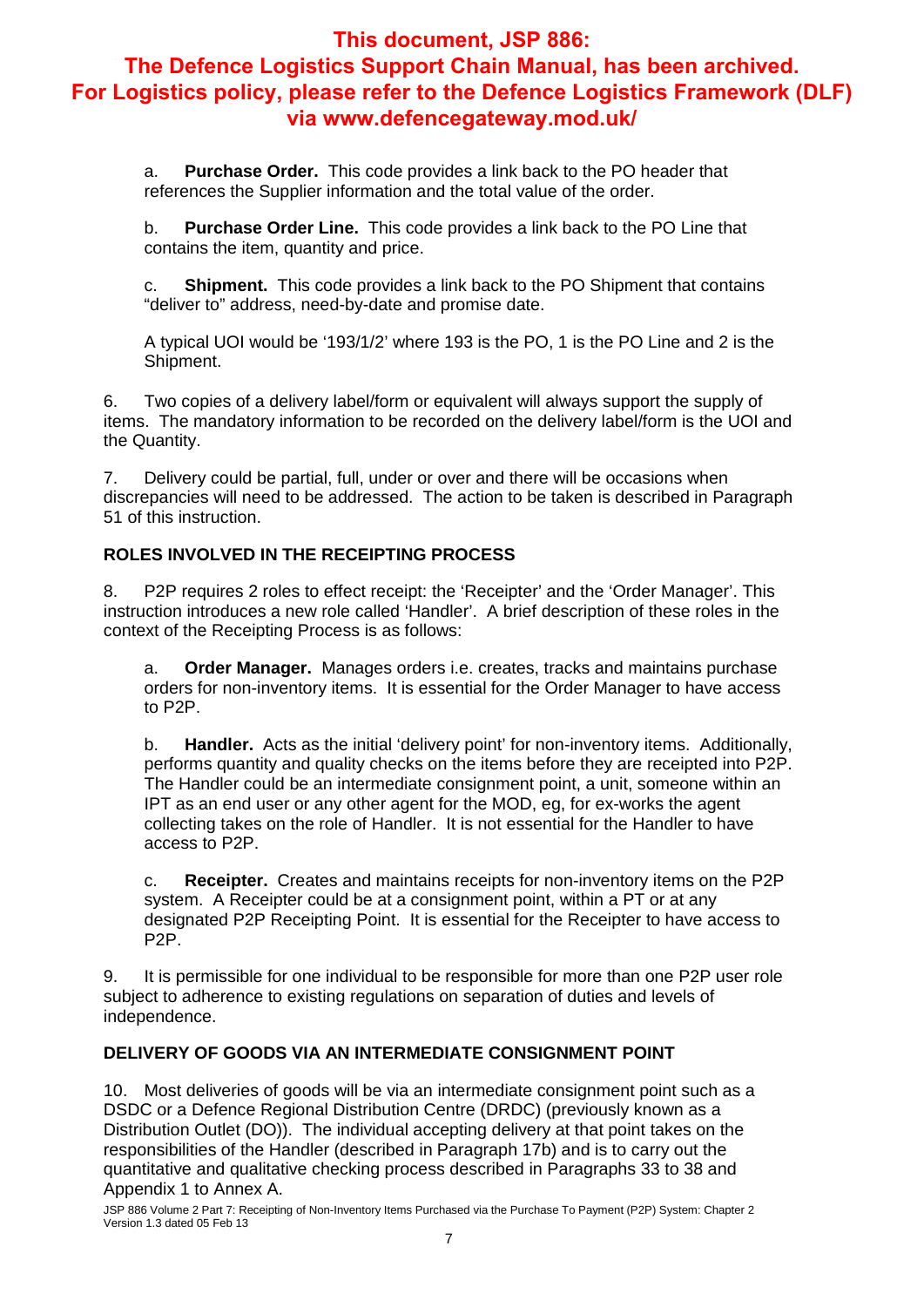a. **Purchase Order.** This code provides a link back to the PO header that references the Supplier information and the total value of the order.

b. **Purchase Order Line.** This code provides a link back to the PO Line that contains the item, quantity and price.

c. **Shipment.** This code provides a link back to the PO Shipment that contains "deliver to" address, need-by-date and promise date.

A typical UOI would be '193/1/2' where 193 is the PO, 1 is the PO Line and 2 is the Shipment.

6. Two copies of a delivery label/form or equivalent will always support the supply of items. The mandatory information to be recorded on the delivery label/form is the UOI and the Quantity.

7. Delivery could be partial, full, under or over and there will be occasions when discrepancies will need to be addressed. The action to be taken is described in Paragraph 51 of this instruction.

### ROLES INVOLVED IN THE RECEIPTING PROCESS

8. P2P requires 2 roles to effect receipt: the 'Receipter' and the 'Order Manager'. This instruction introduces a new role called 'Handler'. A brief description of these roles in the context of the Receipting Process is as follows:

a. **Order Manager.** Manages orders i.e. creates, tracks and maintains purchase orders for non-inventory items. It is essential for the Order Manager to have access to P2P.

b. **Handler.** Acts as the initial 'delivery point' for non-inventory items. Additionally, performs quantity and quality checks on the items before they are receipted into P2P. The Handler could be an intermediate consignment point, a unit, someone within an IPT as an end user or any other agent for the MOD, eg, for ex-works the agent collecting takes on the role of Handler. It is not essential for the Handler to have access to P2P.

c. **Receipter.** Creates and maintains receipts for non-inventory items on the P2P system. A Receipter could be at a consignment point, within a PT or at any designated P2P Receipting Point. It is essential for the Receipter to have access to P2P.

9. It is permissible for one individual to be responsible for more than one P2P user role subject to adherence to existing regulations on separation of duties and levels of independence.

### DELIVERY OF GOODS VIA AN INTERMEDIATE CONSIGNMENT POINT

10. Most deliveries of goods will be via an intermediate consignment point such as a DSDC or a Defence Regional Distribution Centre (DRDC) (previously known as a Distribution Outlet (DO)). The individual accepting delivery at that point takes on the responsibilities of the Handler (described in Paragraph 17b) and is to carry out the quantitative and qualitative checking process described in Paragraphs 33 to 38 and Appendix 1 to Annex A.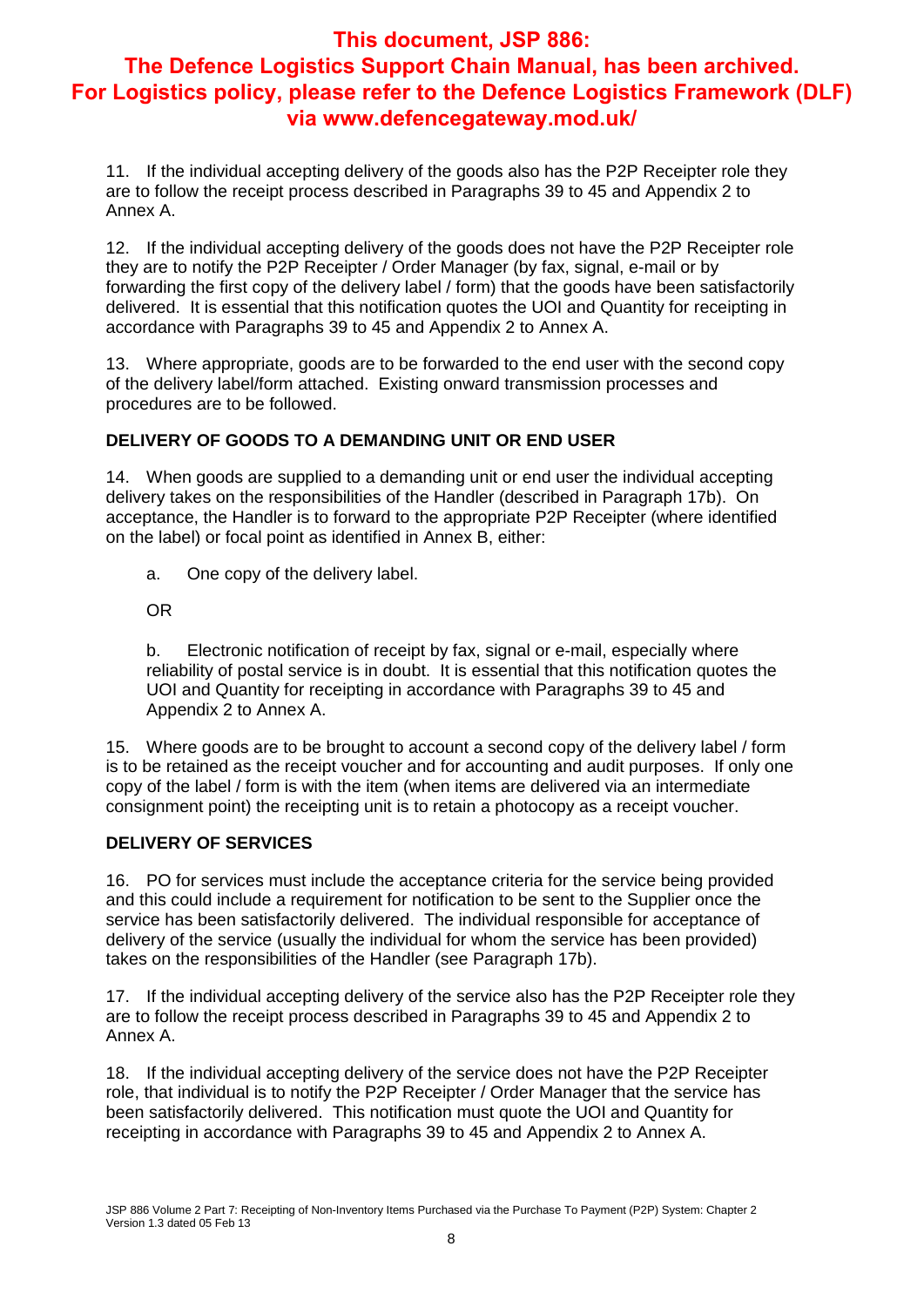**This document, JSP 886: The Defence Logistics Support Chain Manual, has been archived. For Logistics policy, please refer to the Defence Logistics Framework (DLF) via www.defencegateway.mod.uk/**

11. If the individual accepting delivery of the goods also has the P2P Receipter role they are to follow the receipt process described in Paragraphs 39 to 45 and Appendix 2 to Annex A.

12. If the individual accepting delivery of the goods does not have the P2P Receipter role they are to notify the P2P Receipter / Order Manager (by fax, signal, e-mail or by forwarding the first copy of the delivery label / form) that the goods have been satisfactorily delivered. It is essential that this notification quotes the UOI and Quantity for receipting in accordance with Paragraphs 39 to 45 and Appendix 2 to Annex A.

13. Where appropriate, goods are to be forwarded to the end user with the second copy of the delivery label/form attached. Existing onward transmission processes and procedures are to be followed.

**DELIVERY OF GOODS TO A DEMANDING UNIT OR END USER**

14. When goods are supplied to a demanding unit or end user the individual accepting delivery takes on the responsibilities of the Handler (described in Paragraph 17b). On acceptance, the Handler is to forward to the appropriate P2P Receipter (where identified on the label) or focal point as identified in Annex B, either:

a. One copy of the delivery label.

OR

b. Electronic notification of receipt by fax, signal or e-mail, especially where reliability of postal service is in doubt. It is essential that this notification quotes the UOI and Quantity for receipting in accordance with Paragraphs 39 to 45 and Appendix 2 to Annex A.

15. Where goods are to be brought to account a second copy of the delivery label / form is to be retained as the receipt voucher and for accounting and audit purposes. If only one copy of the label / form is with the item (when items are delivered via an intermediate consignment point) the receipting unit is to retain a photocopy as a receipt voucher.

**DELIVERY OF SERVICES**

16. PO for services must include the acceptance criteria for the service being provided and this could include a requirement for notification to be sent to the Supplier once the service has been satisfactorily delivered. The individual responsible for acceptance of delivery of the service (usually the individual for whom the service has been provided) takes on the responsibilities of the Handler (see Paragraph 17b).

17. If the individual accepting delivery of the service also has the P2P Receipter role they are to follow the receipt process described in Paragraphs 39 to 45 and Appendix 2 to Annex A.

18. If the individual accepting delivery of the service does not have the P2P Receipter role, that individual is to notify the P2P Receipter / Order Manager that the service has been satisfactorily delivered. This notification must quote the UOI and Quantity for receipting in accordance with Paragraphs 39 to 45 and Appendix 2 to Annex A.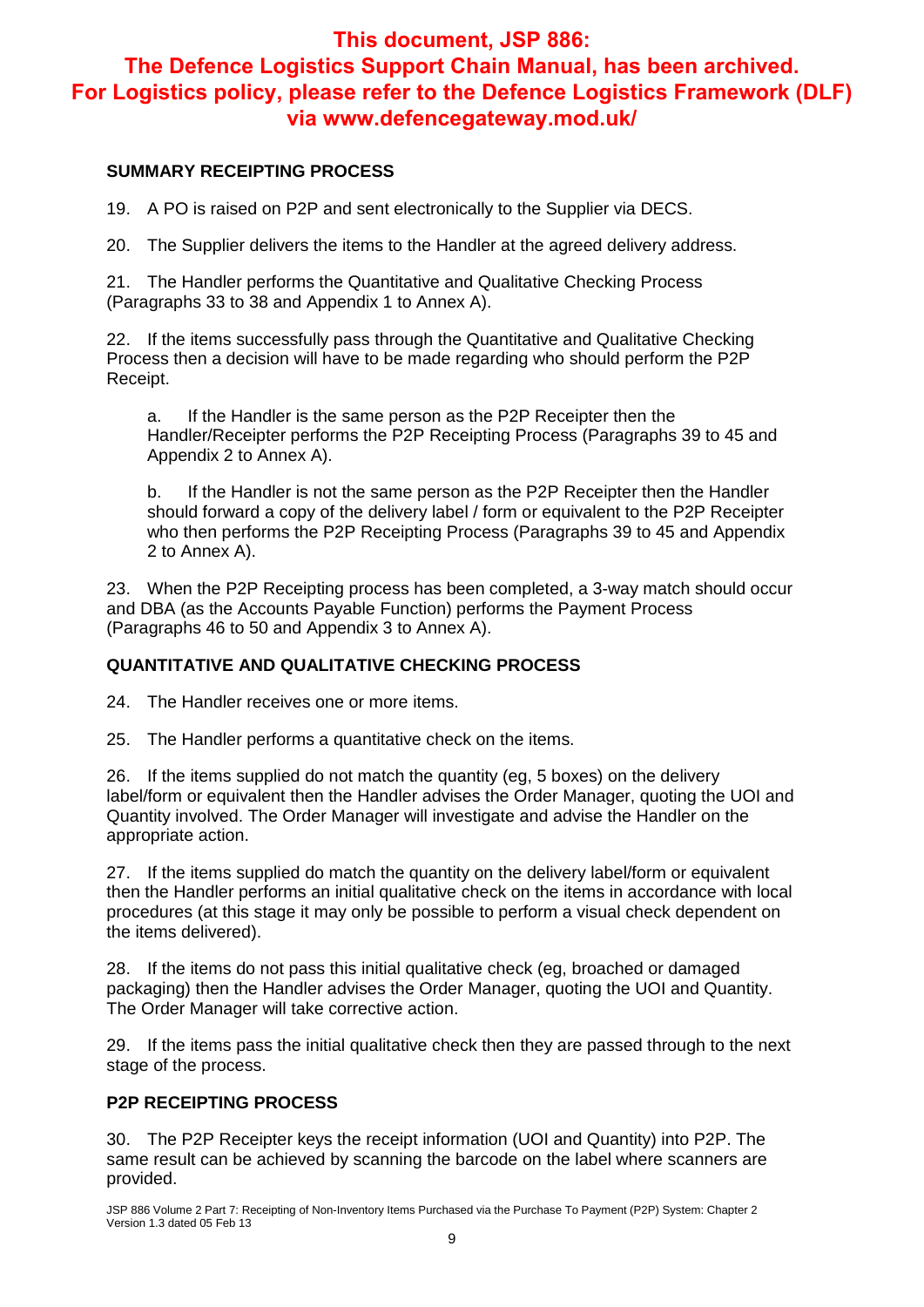**This document, JSP 886: The Defence Logistics Support Chain Manual, has been archived. For Logistics policy, please refer to the Defence Logistics Framework (DLF) via www.defencegateway.mod.uk/**

## SUMMARY RECEIPTING PROCESS

19. A PO is raised on P2P and sent electronically to the Supplier via DECS.

20. The Supplier delivers the items to the Handler at the agreed delivery address.

21. The Handler performs the Quantitative and Qualitative Checking Process (Paragraphs 33 to 38 and Appendix 1 to Annex A).

22. If the items successfully pass through the Quantitative and Qualitative Checking Process then a decision will have to be made regarding who should perform the P2P Receipt.

a. If the Handler is the same person as the P2P Receipter then the Handler/Receipter performs the P2P Receipting Process (Paragraphs 39 to 45 and Appendix 2 to Annex A).

b. If the Handler is not the same person as the P2P Receipter then the Handler should forward a copy of the delivery label / form or equivalent to the P2P Receipter who then performs the P2P Receipting Process (Paragraphs 39 to 45 and Appendix 2 to Annex A).

23. When the P2P Receipting process has been completed, a 3-way match should occur and DBA (as the Accounts Payable Function) performs the Payment Process (Paragraphs 46 to 50 and Appendix 3 to Annex A).

## QUANTITATIVE AND QUALITATIVE CHECKING PROCESS

24. The Handler receives one or more items.

25. The Handler performs a quantitative check on the items.

26. If the items supplied do not match the quantity (eg, 5 boxes) on the delivery label/form or equivalent then the Handler advises the Order Manager, quoting the UOI and Quantity involved. The Order Manager will investigate and advise the Handler on the appropriate action.

27. If the items supplied do match the quantity on the delivery label/form or equivalent then the Handler performs an initial qualitative check on the items in accordance with local procedures (at this stage it may only be possible to perform a visual check dependent on the items delivered).

28. If the items do not pass this initial qualitative check (eg, broached or damaged packaging) then the Handler advises the Order Manager, quoting the UOI and Quantity. The Order Manager will take corrective action.

29. If the items pass the initial qualitative check then they are passed through to the next stage of the process.

## P2P RECEIPTING PROCESS

30. The P2P Receipter keys the receipt information (UOI and Quantity) into P2P. The same result can be achieved by scanning the barcode on the label where scanners are provided.

JSP 886 Volume 2 Part 7: Receipting of Non-Inventory Items Purchased via the Purchase To Payment (P2P) System: Chapter 2
Version 1.3 dated 05 Feb 13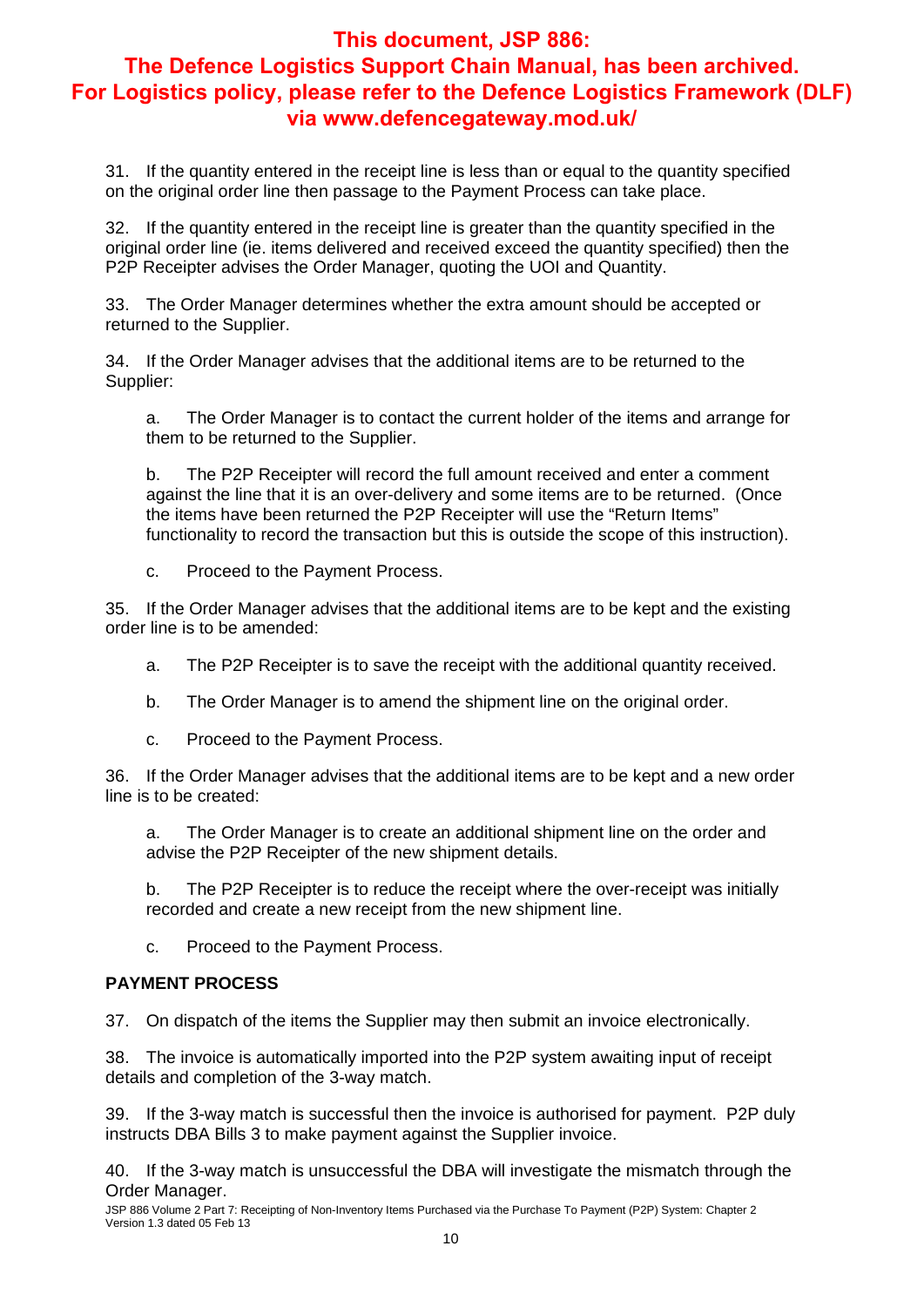31. If the quantity entered in the receipt line is less than or equal to the quantity specified on the original order line then passage to the Payment Process can take place.

32. If the quantity entered in the receipt line is greater than the quantity specified in the original order line (ie. items delivered and received exceed the quantity specified) then the P2P Receipter advises the Order Manager, quoting the UOI and Quantity.

33. The Order Manager determines whether the extra amount should be accepted or returned to the Supplier.

34. If the Order Manager advises that the additional items are to be returned to the Supplier:

a. The Order Manager is to contact the current holder of the items and arrange for them to be returned to the Supplier.

b. The P2P Receipter will record the full amount received and enter a comment against the line that it is an over-delivery and some items are to be returned. (Once the items have been returned the P2P Receipter will use the "Return Items" functionality to record the transaction but this is outside the scope of this instruction).

c. Proceed to the Payment Process.

35. If the Order Manager advises that the additional items are to be kept and the existing order line is to be amended:

a. The P2P Receipter is to save the receipt with the additional quantity received.

b. The Order Manager is to amend the shipment line on the original order.

c. Proceed to the Payment Process.

36. If the Order Manager advises that the additional items are to be kept and a new order line is to be created:

a. The Order Manager is to create an additional shipment line on the order and advise the P2P Receipter of the new shipment details.

b. The P2P Receipter is to reduce the receipt where the over-receipt was initially recorded and create a new receipt from the new shipment line.

c. Proceed to the Payment Process.

**PAYMENT PROCESS**

37. On dispatch of the items the Supplier may then submit an invoice electronically.

38. The invoice is automatically imported into the P2P system awaiting input of receipt details and completion of the 3-way match.

39. If the 3-way match is successful then the invoice is authorised for payment. P2P duly instructs DBA Bills 3 to make payment against the Supplier invoice.

40. If the 3-way match is unsuccessful the DBA will investigate the mismatch through the Order Manager.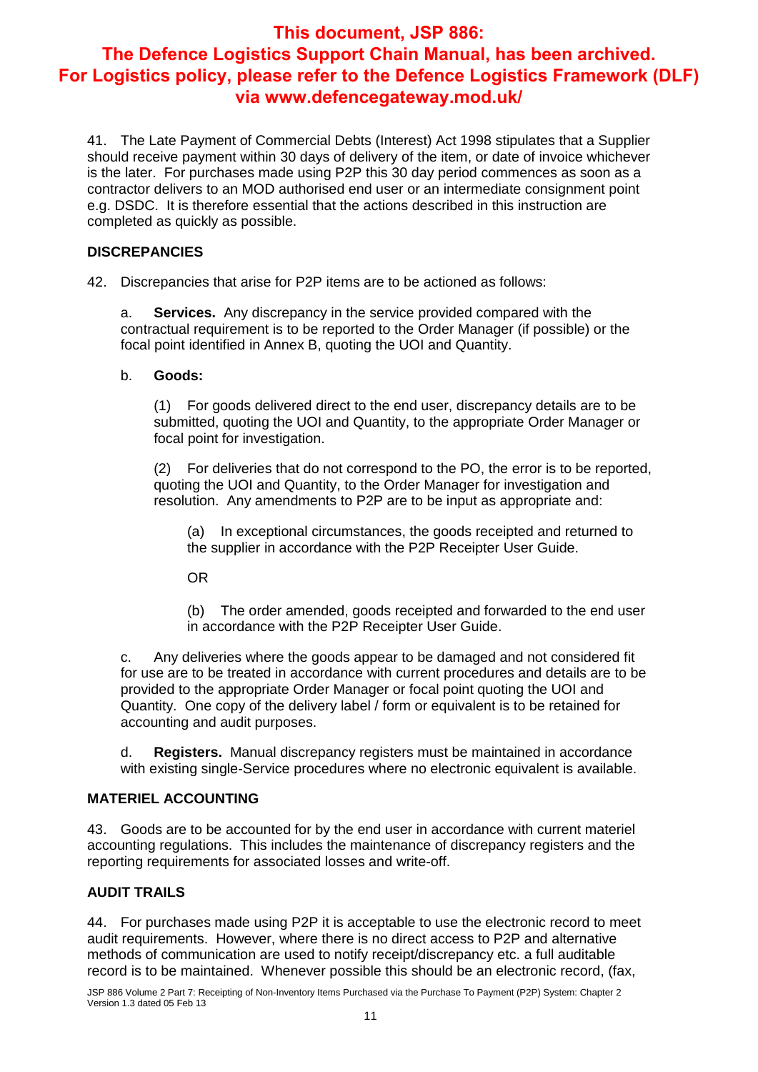**This document, JSP 886: The Defence Logistics Support Chain Manual, has been archived. For Logistics policy, please refer to the Defence Logistics Framework (DLF) via www.defencegateway.mod.uk/**

41. The Late Payment of Commercial Debts (Interest) Act 1998 stipulates that a Supplier should receive payment within 30 days of delivery of the item, or date of invoice whichever is the later. For purchases made using P2P this 30 day period commences as soon as a contractor delivers to an MOD authorised end user or an intermediate consignment point e.g. DSDC. It is therefore essential that the actions described in this instruction are completed as quickly as possible.

## DISCREPANCIES

42. Discrepancies that arise for P2P items are to be actioned as follows:

a. **Services.** Any discrepancy in the service provided compared with the contractual requirement is to be reported to the Order Manager (if possible) or the focal point identified in Annex B, quoting the UOI and Quantity.

b. **Goods:**

(1) For goods delivered direct to the end user, discrepancy details are to be submitted, quoting the UOI and Quantity, to the appropriate Order Manager or focal point for investigation.

(2) For deliveries that do not correspond to the PO, the error is to be reported, quoting the UOI and Quantity, to the Order Manager for investigation and resolution. Any amendments to P2P are to be input as appropriate and:

(a) In exceptional circumstances, the goods receipted and returned to the supplier in accordance with the P2P Receipter User Guide.

OR

(b) The order amended, goods receipted and forwarded to the end user in accordance with the P2P Receipter User Guide.

c. Any deliveries where the goods appear to be damaged and not considered fit for use are to be treated in accordance with current procedures and details are to be provided to the appropriate Order Manager or focal point quoting the UOI and Quantity. One copy of the delivery label / form or equivalent is to be retained for accounting and audit purposes.

d. **Registers.** Manual discrepancy registers must be maintained in accordance with existing single-Service procedures where no electronic equivalent is available.

## MATERIEL ACCOUNTING

43. Goods are to be accounted for by the end user in accordance with current materiel accounting regulations. This includes the maintenance of discrepancy registers and the reporting requirements for associated losses and write-off.

## AUDIT TRAILS

44. For purchases made using P2P it is acceptable to use the electronic record to meet audit requirements. However, where there is no direct access to P2P and alternative methods of communication are used to notify receipt/discrepancy etc. a full auditable record is to be maintained. Whenever possible this should be an electronic record, (fax,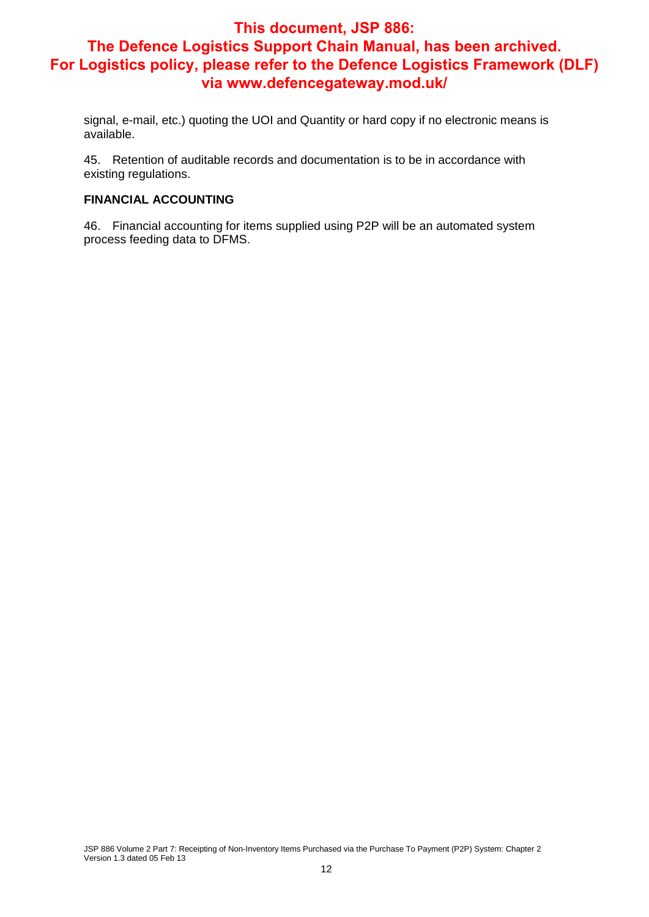signal, e-mail, etc.) quoting the UOI and Quantity or hard copy if no electronic means is available.

45. Retention of auditable records and documentation is to be in accordance with existing regulations.

**FINANCIAL ACCOUNTING**

46. Financial accounting for items supplied using P2P will be an automated system process feeding data to DFMS.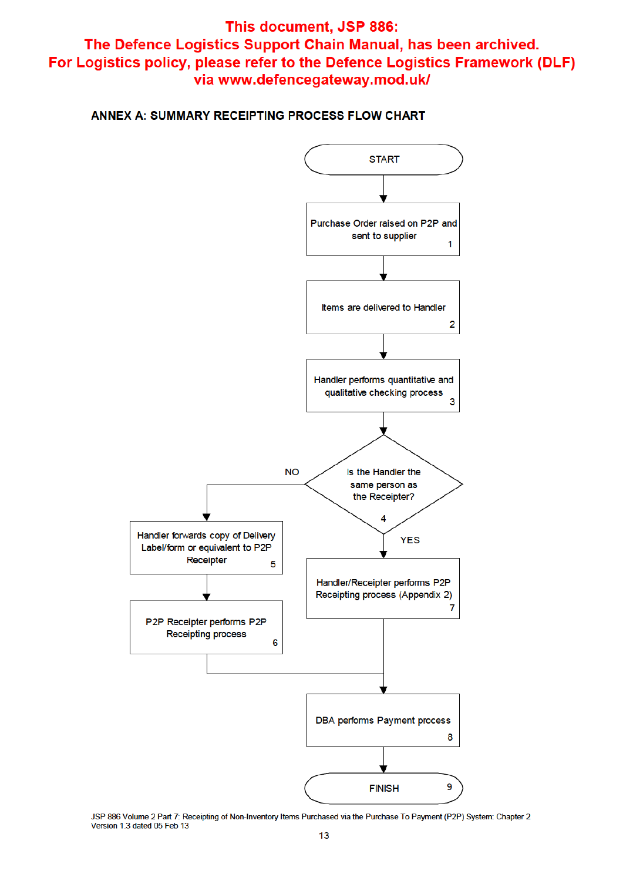**This document, JSP 886:**
**The Defence Logistics Support Chain Manual, has been archived.**
**For Logistics policy, please refer to the Defence Logistics Framework (DLF) via www.defencegateway.mod.uk/**

## ANNEX A: SUMMARY RECEIPTING PROCESS FLOW CHART

START

1. Purchase Order raised on P2P and sent to supplier
2. Items are delivered to Handler
3. Handler performs quantitative and qualitative checking process
4. Is the Handler the same person as the Receipter?
   - NO:
     5. Handler forwards copy of Delivery Label/form or equivalent to P2P Receipter
     6. P2P Receipter performs P2P Receipting process
   - YES:
     7. Handler/Receipter performs P2P Receipting process (Appendix 2)
8. DBA performs Payment process
9. FINISH

JSP 886 Volume 2 Part 7: Receipting of Non-Inventory Items Purchased via the Purchase To Payment (P2P) System: Chapter 2
Version 1.3 dated 05 Feb 13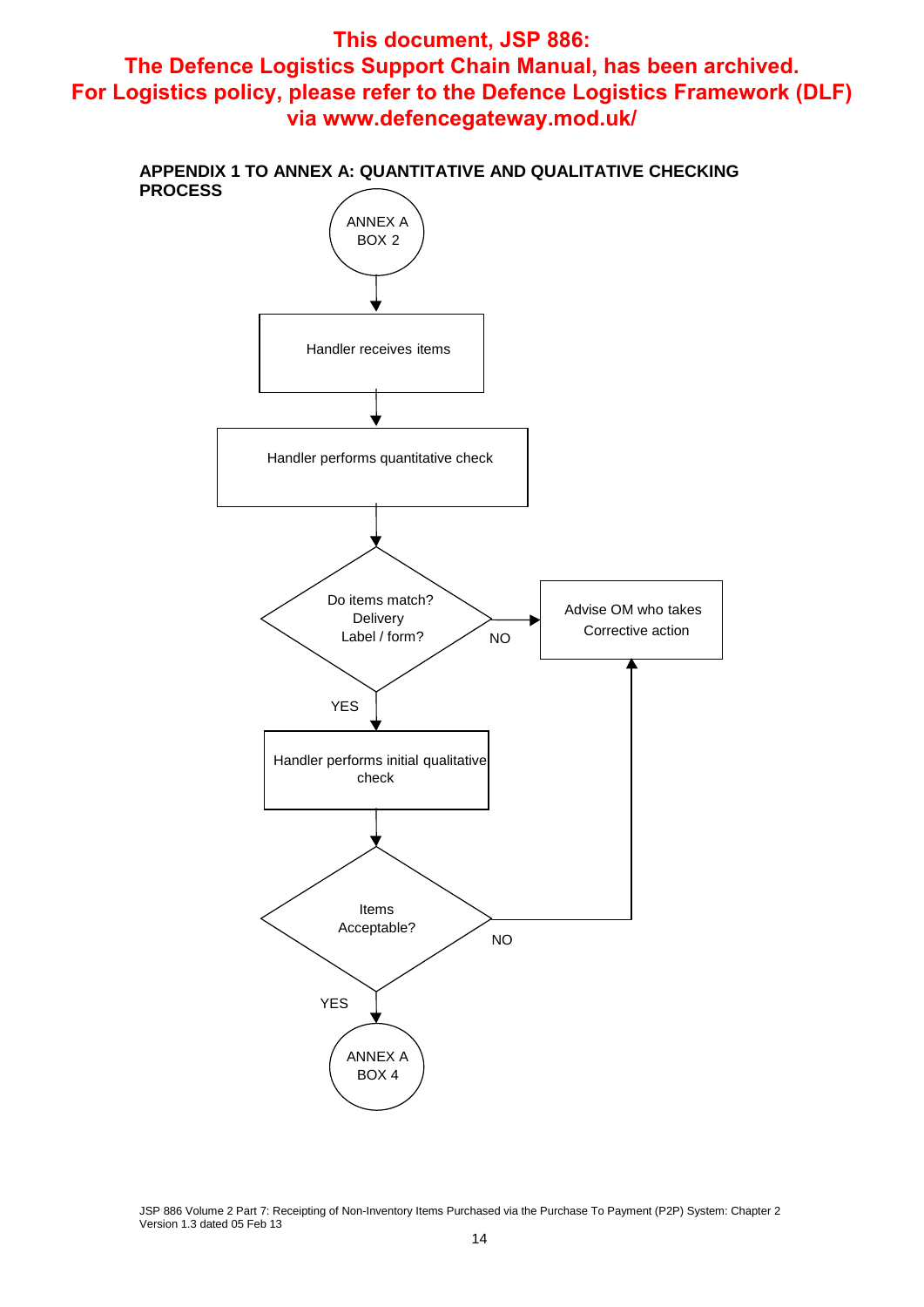**This document, JSP 886: The Defence Logistics Support Chain Manual, has been archived. For Logistics policy, please refer to the Defence Logistics Framework (DLF) via www.defencegateway.mod.uk/**

## APPENDIX 1 TO ANNEX A: QUANTITATIVE AND QUALITATIVE CHECKING PROCESS

ANNEX A BOX 2

Handler receives items

Handler performs quantitative check

Do items match? Delivery Label / form?

NO

Advise OM who takes Corrective action

YES

Handler performs initial qualitative check

Items Acceptable?

NO

YES

ANNEX A BOX 4

JSP 886 Volume 2 Part 7: Receipting of Non-Inventory Items Purchased via the Purchase To Payment (P2P) System: Chapter 2
Version 1.3 dated 05 Feb 13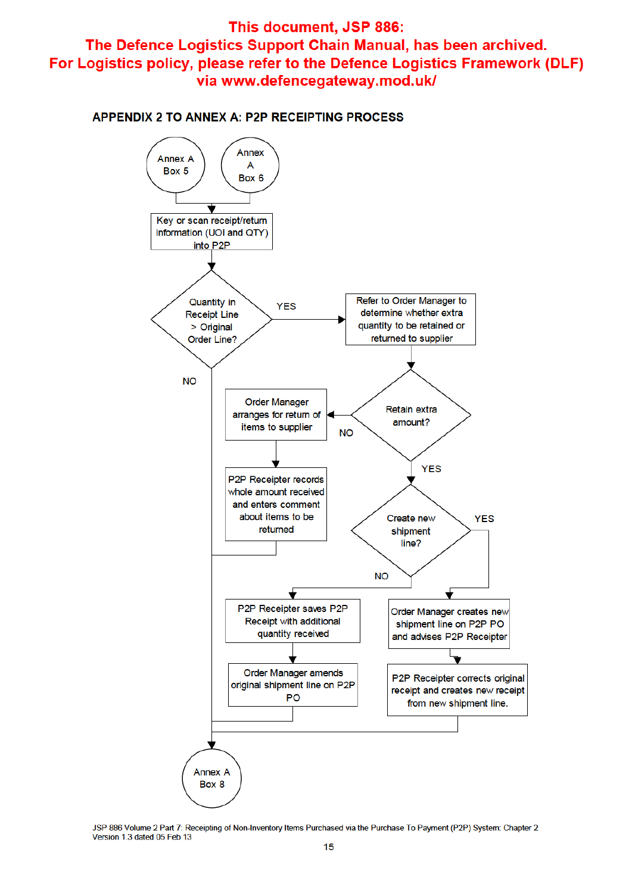**This document, JSP 886: The Defence Logistics Support Chain Manual, has been archived. For Logistics policy, please refer to the Defence Logistics Framework (DLF) via www.defencegateway.mod.uk/**

## APPENDIX 2 TO ANNEX A: P2P RECEIPTING PROCESS

Annex A Box 5

Annex A Box 6

Key or scan receipt/return information (UOI and QTY) into P2P

Quantity in Receipt Line > Original Order Line?

YES

Refer to Order Manager to determine whether extra quantity to be retained or returned to supplier

NO

Retain extra amount?

NO

Order Manager arranges for return of items to supplier

P2P Receipter records whole amount received and enters comment about items to be returned

YES

Create new shipment line?

YES

NO

P2P Receipter saves P2P Receipt with additional quantity received

Order Manager amends original shipment line on P2P PO

Order Manager creates new shipment line on P2P PO and advises P2P Receipter

P2P Receipter corrects original receipt and creates new receipt from new shipment line.

Annex A Box 8

JSP 886 Volume 2 Part 7: Receipting of Non-Inventory Items Purchased via the Purchase To Payment (P2P) System: Chapter 2
Version 1.3 dated 05 Feb 13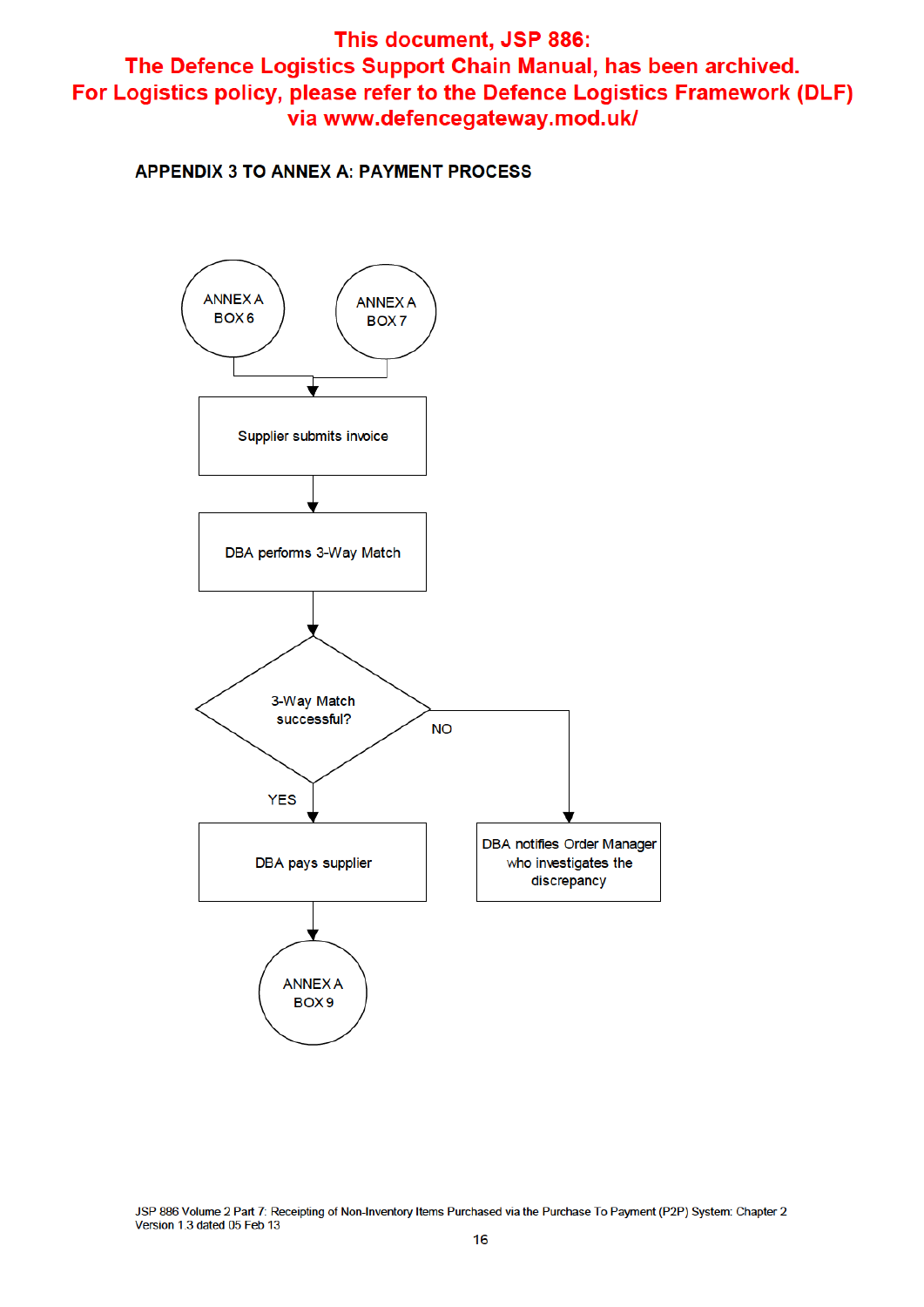**This document, JSP 886: The Defence Logistics Support Chain Manual, has been archived. For Logistics policy, please refer to the Defence Logistics Framework (DLF) via www.defencegateway.mod.uk/**

## APPENDIX 3 TO ANNEX A: PAYMENT PROCESS

ANNEX A BOX 6

ANNEX A BOX 7

Supplier submits invoice

DBA performs 3-Way Match

3-Way Match successful?

YES

DBA pays supplier

ANNEX A BOX 9

NO

DBA notifies Order Manager who investigates the discrepancy

JSP 886 Volume 2 Part 7: Receipting of Non-Inventory Items Purchased via the Purchase To Payment (P2P) System: Chapter 2
Version 1.3 dated 05 Feb 13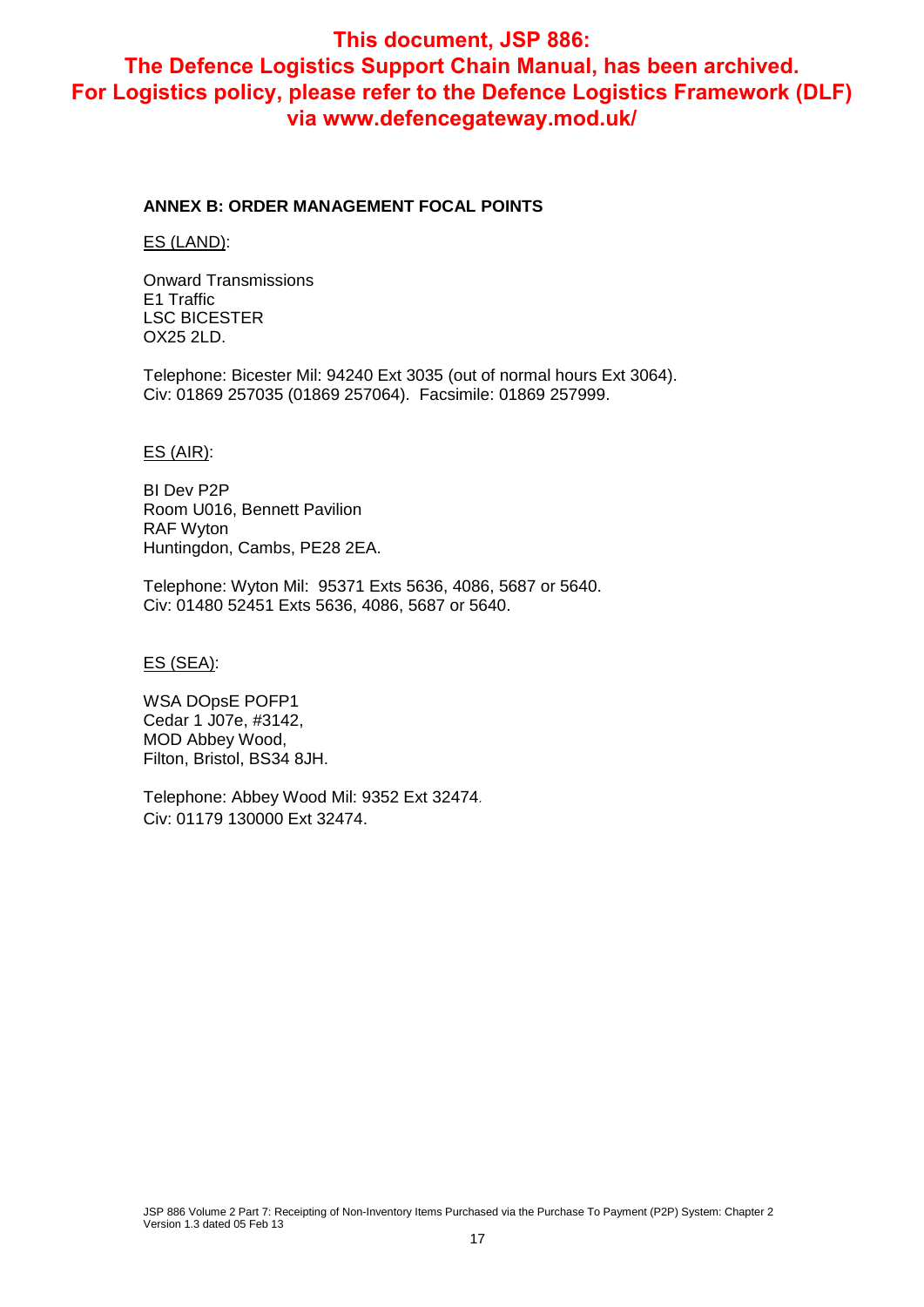**This document, JSP 886: The Defence Logistics Support Chain Manual, has been archived. For Logistics policy, please refer to the Defence Logistics Framework (DLF) via www.defencegateway.mod.uk/**

## ANNEX B: ORDER MANAGEMENT FOCAL POINTS

ES (LAND):

Onward Transmissions
E1 Traffic
LSC BICESTER
OX25 2LD.

Telephone: Bicester Mil: 94240 Ext 3035 (out of normal hours Ext 3064).
Civ: 01869 257035 (01869 257064). Facsimile: 01869 257999.

ES (AIR):

BI Dev P2P
Room U016, Bennett Pavilion
RAF Wyton
Huntingdon, Cambs, PE28 2EA.

Telephone: Wyton Mil: 95371 Exts 5636, 4086, 5687 or 5640.
Civ: 01480 52451 Exts 5636, 4086, 5687 or 5640.

ES (SEA):

WSA DOpsE POFP1
Cedar 1 J07e, #3142,
MOD Abbey Wood,
Filton, Bristol, BS34 8JH.

Telephone: Abbey Wood Mil: 9352 Ext 32474.
Civ: 01179 130000 Ext 32474.